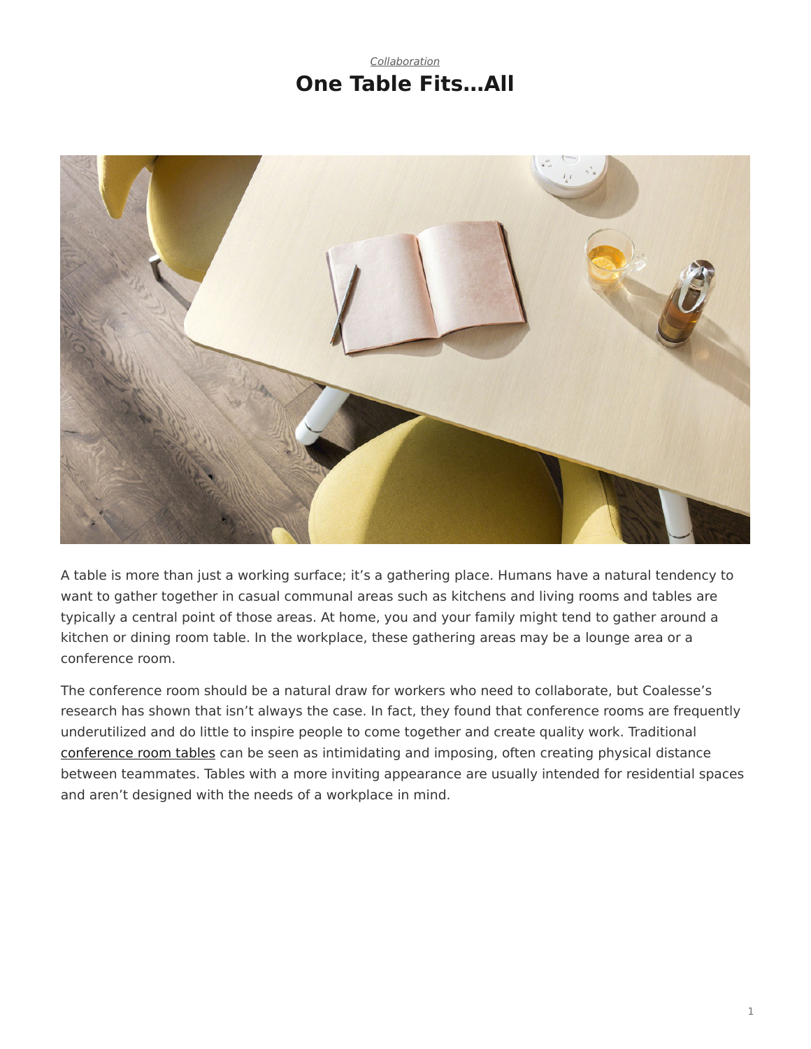*Collaboration*

# One Table Fits…All

A table is more than just a working surface; it's a gathering place. Humans have a natural tendency to want to gather together in casual communal areas such as kitchens and living rooms and tables are typically a central point of those areas. At home, you and your family might tend to gather around a kitchen or dining room table. In the workplace, these gathering areas may be a lounge area or a conference room.

The conference room should be a natural draw for workers who need to collaborate, but Coalesse's research has shown that isn't always the case. In fact, they found that conference rooms are frequently underutilized and do little to inspire people to come together and create quality work. Traditional conference room tables can be seen as intimidating and imposing, often creating physical distance between teammates. Tables with a more inviting appearance are usually intended for residential spaces and aren't designed with the needs of a workplace in mind.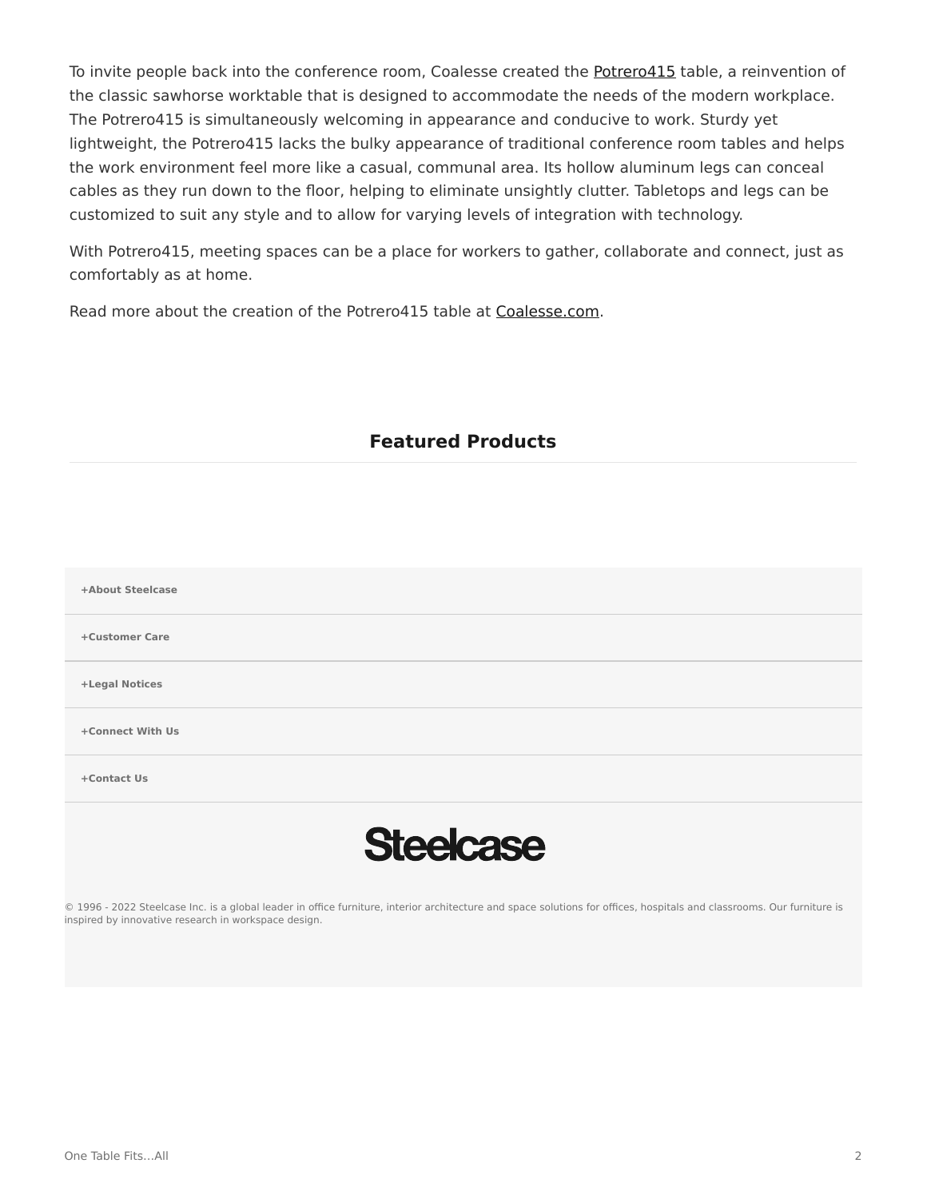To invite people back into the conference room, Coalesse created the Potrero415 table, a reinvention of the classic sawhorse worktable that is designed to accommodate the needs of the modern workplace. The Potrero415 is simultaneously welcoming in appearance and conducive to work. Sturdy yet lightweight, the Potrero415 lacks the bulky appearance of traditional conference room tables and helps the work environment feel more like a casual, communal area. Its hollow aluminum legs can conceal cables as they run down to the floor, helping to eliminate unsightly clutter. Tabletops and legs can be customized to suit any style and to allow for varying levels of integration with technology.

With Potrero415, meeting spaces can be a place for workers to gather, collaborate and connect, just as comfortably as at home.

Read more about the creation of the Potrero415 table at Coalesse.com.

## Featured Products

**+About Steelcase**

**+Customer Care**

**+Legal Notices**

**+Connect With Us**

**+Contact Us**

Steelcase

© 1996 - 2022 Steelcase Inc. is a global leader in office furniture, interior architecture and space solutions for offices, hospitals and classrooms. Our furniture is inspired by innovative research in workspace design.